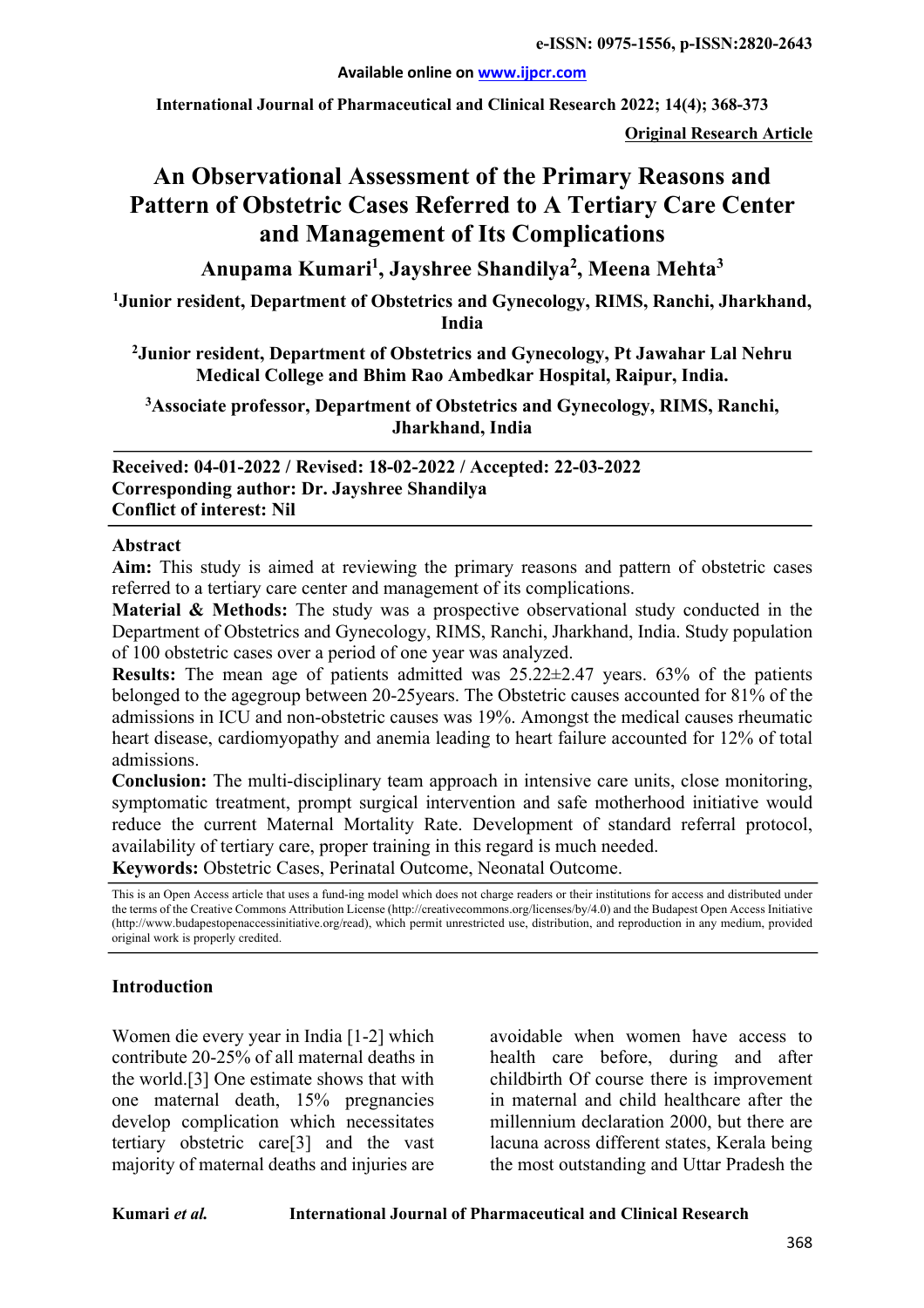**Original Research Article**

# An Observational Assessment of the Primary Reasons and Pattern of Obstetric Cases Referred to A Tertiary Care Center and Management of Its Complications

**Anupama Kumari[1], Jayshree Shandilya[2], Meena Mehta[3]**

[1]Junior resident, Department of Obstetrics and Gynecology, RIMS, Ranchi, Jharkhand, India

[2]Junior resident, Department of Obstetrics and Gynecology, Pt Jawahar Lal Nehru Medical College and Bhim Rao Ambedkar Hospital, Raipur, India.

[3]Associate professor, Department of Obstetrics and Gynecology, RIMS, Ranchi, Jharkhand, India

**Received: 04-01-2022 / Revised: 18-02-2022 / Accepted: 22-03-2022**
**Corresponding author: Dr. Jayshree Shandilya**
**Conflict of interest: Nil**

## Abstract

**Aim:** This study is aimed at reviewing the primary reasons and pattern of obstetric cases referred to a tertiary care center and management of its complications.

**Material & Methods:** The study was a prospective observational study conducted in the Department of Obstetrics and Gynecology, RIMS, Ranchi, Jharkhand, India. Study population of 100 obstetric cases over a period of one year was analyzed.

**Results:** The mean age of patients admitted was 25.22±2.47 years. 63% of the patients belonged to the agegroup between 20-25years. The Obstetric causes accounted for 81% of the admissions in ICU and non-obstetric causes was 19%. Amongst the medical causes rheumatic heart disease, cardiomyopathy and anemia leading to heart failure accounted for 12% of total admissions.

**Conclusion:** The multi-disciplinary team approach in intensive care units, close monitoring, symptomatic treatment, prompt surgical intervention and safe motherhood initiative would reduce the current Maternal Mortality Rate. Development of standard referral protocol, availability of tertiary care, proper training in this regard is much needed.

**Keywords:** Obstetric Cases, Perinatal Outcome, Neonatal Outcome.

This is an Open Access article that uses a fund-ing model which does not charge readers or their institutions for access and distributed under the terms of the Creative Commons Attribution License (http://creativecommons.org/licenses/by/4.0) and the Budapest Open Access Initiative (http://www.budapestopenaccessinitiative.org/read), which permit unrestricted use, distribution, and reproduction in any medium, provided original work is properly credited.

## Introduction

Women die every year in India [1-2] which contribute 20-25% of all maternal deaths in the world.[3] One estimate shows that with one maternal death, 15% pregnancies develop complication which necessitates tertiary obstetric care[3] and the vast majority of maternal deaths and injuries are avoidable when women have access to health care before, during and after childbirth Of course there is improvement in maternal and child healthcare after the millennium declaration 2000, but there are lacuna across different states, Kerala being the most outstanding and Uttar Pradesh the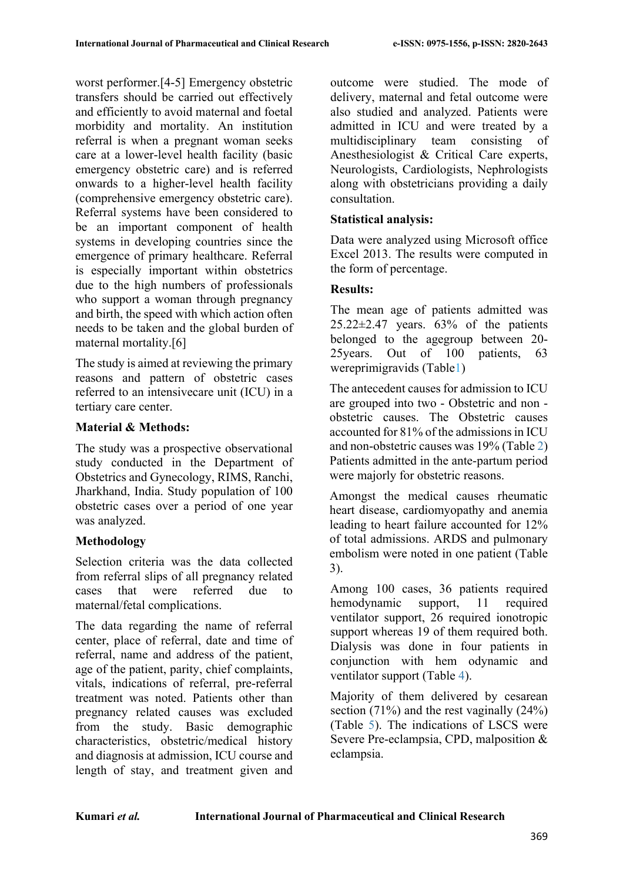worst performer.[4-5] Emergency obstetric transfers should be carried out effectively and efficiently to avoid maternal and foetal morbidity and mortality. An institution referral is when a pregnant woman seeks care at a lower-level health facility (basic emergency obstetric care) and is referred onwards to a higher-level health facility (comprehensive emergency obstetric care). Referral systems have been considered to be an important component of health systems in developing countries since the emergence of primary healthcare. Referral is especially important within obstetrics due to the high numbers of professionals who support a woman through pregnancy and birth, the speed with which action often needs to be taken and the global burden of maternal mortality.[6]

The study is aimed at reviewing the primary reasons and pattern of obstetric cases referred to an intensivecare unit (ICU) in a tertiary care center.

**Material & Methods:**

The study was a prospective observational study conducted in the Department of Obstetrics and Gynecology, RIMS, Ranchi, Jharkhand, India. Study population of 100 obstetric cases over a period of one year was analyzed.

**Methodology**

Selection criteria was the data collected from referral slips of all pregnancy related cases that were referred due to maternal/fetal complications.

The data regarding the name of referral center, place of referral, date and time of referral, name and address of the patient, age of the patient, parity, chief complaints, vitals, indications of referral, pre-referral treatment was noted. Patients other than pregnancy related causes was excluded from the study. Basic demographic characteristics, obstetric/medical history and diagnosis at admission, ICU course and length of stay, and treatment given and outcome were studied. The mode of delivery, maternal and fetal outcome were also studied and analyzed. Patients were admitted in ICU and were treated by a multidisciplinary team consisting of Anesthesiologist & Critical Care experts, Neurologists, Cardiologists, Nephrologists along with obstetricians providing a daily consultation.

**Statistical analysis:**

Data were analyzed using Microsoft office Excel 2013. The results were computed in the form of percentage.

**Results:**

The mean age of patients admitted was 25.22±2.47 years. 63% of the patients belonged to the agegroup between 20-25years. Out of 100 patients, 63 wereprimigravids (Table1)

The antecedent causes for admission to ICU are grouped into two - Obstetric and non - obstetric causes. The Obstetric causes accounted for 81% of the admissions in ICU and non-obstetric causes was 19% (Table 2) Patients admitted in the ante-partum period were majorly for obstetric reasons.

Amongst the medical causes rheumatic heart disease, cardiomyopathy and anemia leading to heart failure accounted for 12% of total admissions. ARDS and pulmonary embolism were noted in one patient (Table 3).

Among 100 cases, 36 patients required hemodynamic support, 11 required ventilator support, 26 required ionotropic support whereas 19 of them required both. Dialysis was done in four patients in conjunction with hem odynamic and ventilator support (Table 4).

Majority of them delivered by cesarean section (71%) and the rest vaginally (24%) (Table 5). The indications of LSCS were Severe Pre-eclampsia, CPD, malposition & eclampsia.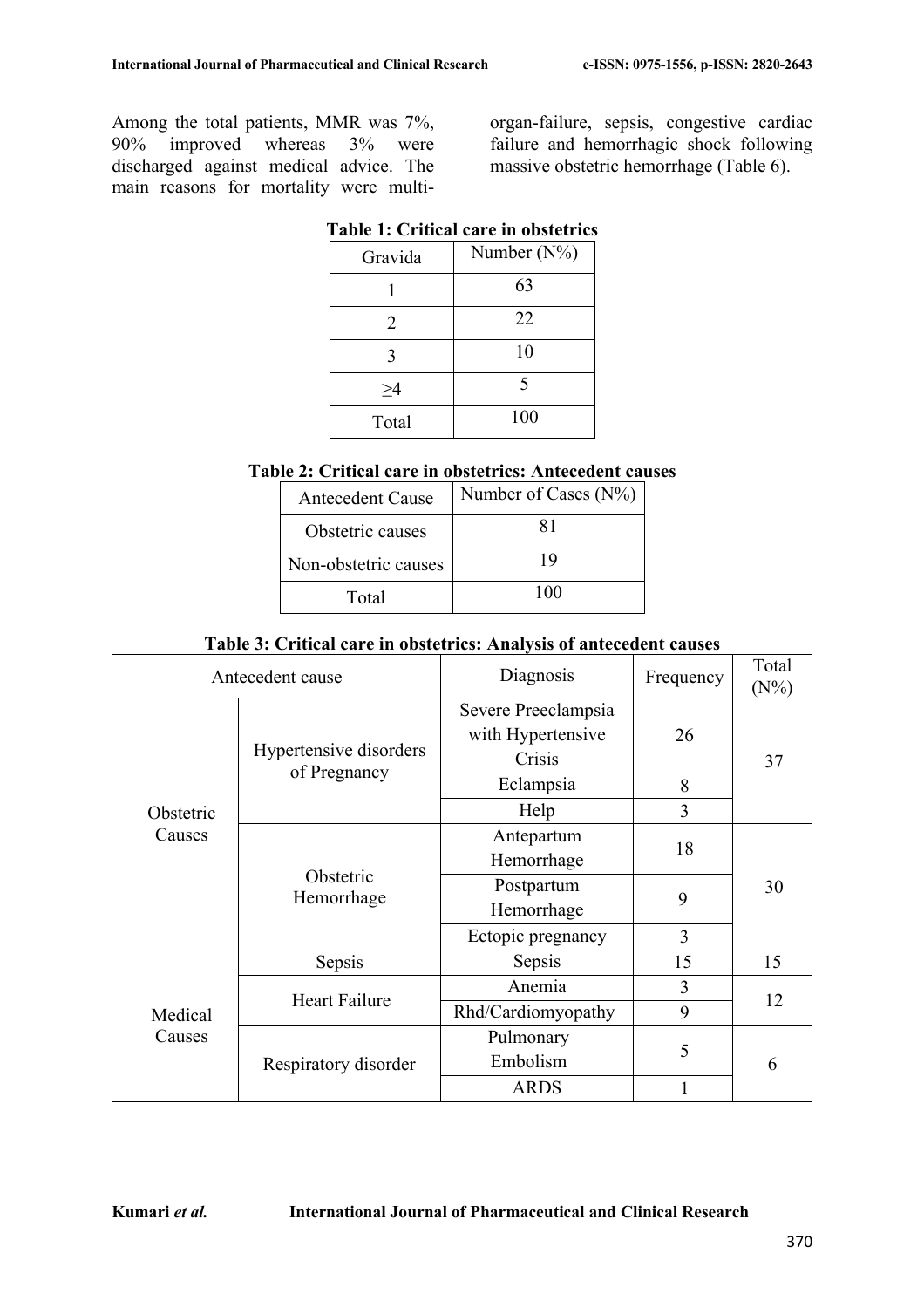Among the total patients, MMR was 7%, 90% improved whereas 3% were discharged against medical advice. The main reasons for mortality were multi-organ-failure, sepsis, congestive cardiac failure and hemorrhagic shock following massive obstetric hemorrhage (Table 6).

**Table 1: Critical care in obstetrics**

| Gravida | Number (N%) |
|---|---|
| 1 | 63 |
| 2 | 22 |
| 3 | 10 |
| ≥4 | 5 |
| Total | 100 |

**Table 2: Critical care in obstetrics: Antecedent causes**

| Antecedent Cause | Number of Cases (N%) |
|---|---|
| Obstetric causes | 81 |
| Non-obstetric causes | 19 |
| Total | 100 |

**Table 3: Critical care in obstetrics: Analysis of antecedent causes**

| Antecedent cause | | Diagnosis | Frequency | Total (N%) |
|---|---|---|---|---|
| Obstetric Causes | Hypertensive disorders of Pregnancy | Severe Preeclampsia with Hypertensive Crisis | 26 | 37 |
| | | Eclampsia | 8 | |
| | | Help | 3 | |
| | Obstetric Hemorrhage | Antepartum Hemorrhage | 18 | 30 |
| | | Postpartum Hemorrhage | 9 | |
| | | Ectopic pregnancy | 3 | |
| Medical Causes | Sepsis | Sepsis | 15 | 15 |
| | Heart Failure | Anemia | 3 | 12 |
| | | Rhd/Cardiomyopathy | 9 | |
| | Respiratory disorder | Pulmonary Embolism | 5 | 6 |
| | | ARDS | 1 | |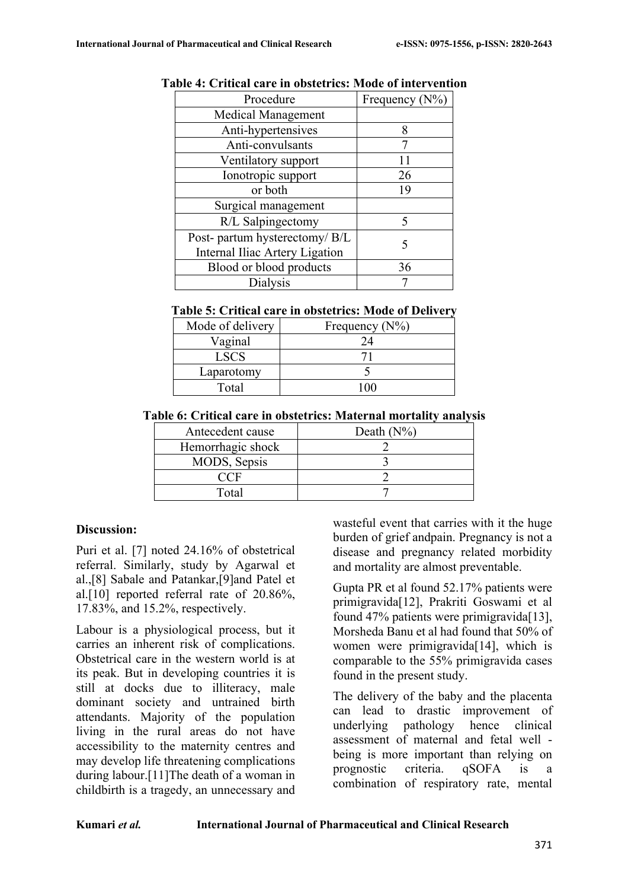**Table 4: Critical care in obstetrics: Mode of intervention**

| Procedure | Frequency (N%) |
|---|---|
| Medical Management | |
| Anti-hypertensives | 8 |
| Anti-convulsants | 7 |
| Ventilatory support | 11 |
| Ionotropic support | 26 |
| or both | 19 |
| Surgical management | |
| R/L Salpingectomy | 5 |
| Post- partum hysterectomy/ B/L Internal Iliac Artery Ligation | 5 |
| Blood or blood products | 36 |
| Dialysis | 7 |

**Table 5: Critical care in obstetrics: Mode of Delivery**

| Mode of delivery | Frequency (N%) |
|---|---|
| Vaginal | 24 |
| LSCS | 71 |
| Laparotomy | 5 |
| Total | 100 |

**Table 6: Critical care in obstetrics: Maternal mortality analysis**

| Antecedent cause | Death (N%) |
|---|---|
| Hemorrhagic shock | 2 |
| MODS, Sepsis | 3 |
| CCF | 2 |
| Total | 7 |

**Discussion:**

Puri et al. [7] noted 24.16% of obstetrical referral. Similarly, study by Agarwal et al.,[8] Sabale and Patankar,[9]and Patel et al.[10] reported referral rate of 20.86%, 17.83%, and 15.2%, respectively.

Labour is a physiological process, but it carries an inherent risk of complications. Obstetrical care in the western world is at its peak. But in developing countries it is still at docks due to illiteracy, male dominant society and untrained birth attendants. Majority of the population living in the rural areas do not have accessibility to the maternity centres and may develop life threatening complications during labour.[11]The death of a woman in childbirth is a tragedy, an unnecessary and wasteful event that carries with it the huge burden of grief andpain. Pregnancy is not a disease and pregnancy related morbidity and mortality are almost preventable.

Gupta PR et al found 52.17% patients were primigravida[12], Prakriti Goswami et al found 47% patients were primigravida[13], Morsheda Banu et al had found that 50% of women were primigravida[14], which is comparable to the 55% primigravida cases found in the present study.

The delivery of the baby and the placenta can lead to drastic improvement of underlying pathology hence clinical assessment of maternal and fetal well - being is more important than relying on prognostic criteria. qSOFA is a combination of respiratory rate, mental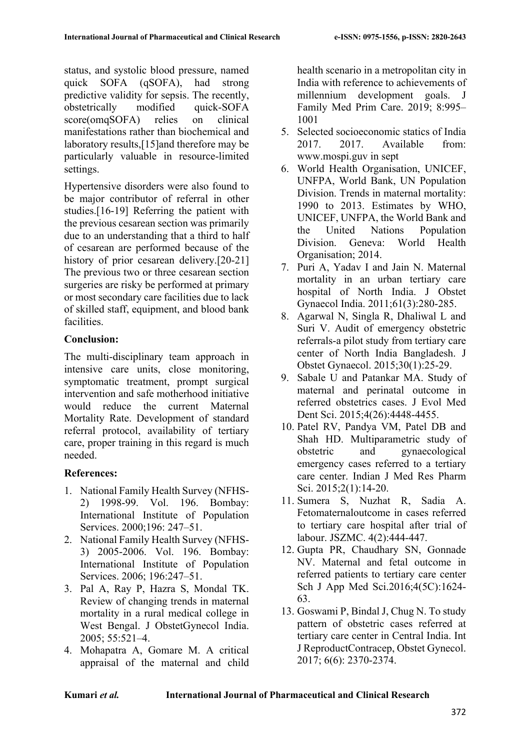status, and systolic blood pressure, named quick SOFA (qSOFA), had strong predictive validity for sepsis. The recently, obstetrically modified quick-SOFA score(omqSOFA) relies on clinical manifestations rather than biochemical and laboratory results,[15]and therefore may be particularly valuable in resource-limited settings.

Hypertensive disorders were also found to be major contributor of referral in other studies.[16-19] Referring the patient with the previous cesarean section was primarily due to an understanding that a third to half of cesarean are performed because of the history of prior cesarean delivery.[20-21] The previous two or three cesarean section surgeries are risky be performed at primary or most secondary care facilities due to lack of skilled staff, equipment, and blood bank facilities.

## Conclusion:

The multi-disciplinary team approach in intensive care units, close monitoring, symptomatic treatment, prompt surgical intervention and safe motherhood initiative would reduce the current Maternal Mortality Rate. Development of standard referral protocol, availability of tertiary care, proper training in this regard is much needed.

## References:

1. National Family Health Survey (NFHS-2) 1998-99. Vol. 196. Bombay: International Institute of Population Services. 2000;196: 247–51.
2. National Family Health Survey (NFHS-3) 2005-2006. Vol. 196. Bombay: International Institute of Population Services. 2006; 196:247–51.
3. Pal A, Ray P, Hazra S, Mondal TK. Review of changing trends in maternal mortality in a rural medical college in West Bengal. J ObstetGynecol India. 2005; 55:521–4.
4. Mohapatra A, Gomare M. A critical appraisal of the maternal and child health scenario in a metropolitan city in India with reference to achievements of millennium development goals. J Family Med Prim Care. 2019; 8:995–1001
5. Selected socioeconomic statics of India 2017. 2017. Available from: www.mospi.guv in sept
6. World Health Organisation, UNICEF, UNFPA, World Bank, UN Population Division. Trends in maternal mortality: 1990 to 2013. Estimates by WHO, UNICEF, UNFPA, the World Bank and the United Nations Population Division. Geneva: World Health Organisation; 2014.
7. Puri A, Yadav I and Jain N. Maternal mortality in an urban tertiary care hospital of North India. J Obstet Gynaecol India. 2011;61(3):280-285.
8. Agarwal N, Singla R, Dhaliwal L and Suri V. Audit of emergency obstetric referrals-a pilot study from tertiary care center of North India Bangladesh. J Obstet Gynaecol. 2015;30(1):25-29.
9. Sabale U and Patankar MA. Study of maternal and perinatal outcome in referred obstetrics cases. J Evol Med Dent Sci. 2015;4(26):4448-4455.
10. Patel RV, Pandya VM, Patel DB and Shah HD. Multiparametric study of obstetric and gynaecological emergency cases referred to a tertiary care center. Indian J Med Res Pharm Sci. 2015;2(1):14-20.
11. Sumera S, Nuzhat R, Sadia A. Fetomaternaloutcome in cases referred to tertiary care hospital after trial of labour. JSZMC. 4(2):444-447.
12. Gupta PR, Chaudhary SN, Gonnade NV. Maternal and fetal outcome in referred patients to tertiary care center Sch J App Med Sci.2016;4(5C):1624-63.
13. Goswami P, Bindal J, Chug N. To study pattern of obstetric cases referred at tertiary care center in Central India. Int J ReproductContracep, Obstet Gynecol. 2017; 6(6): 2370-2374.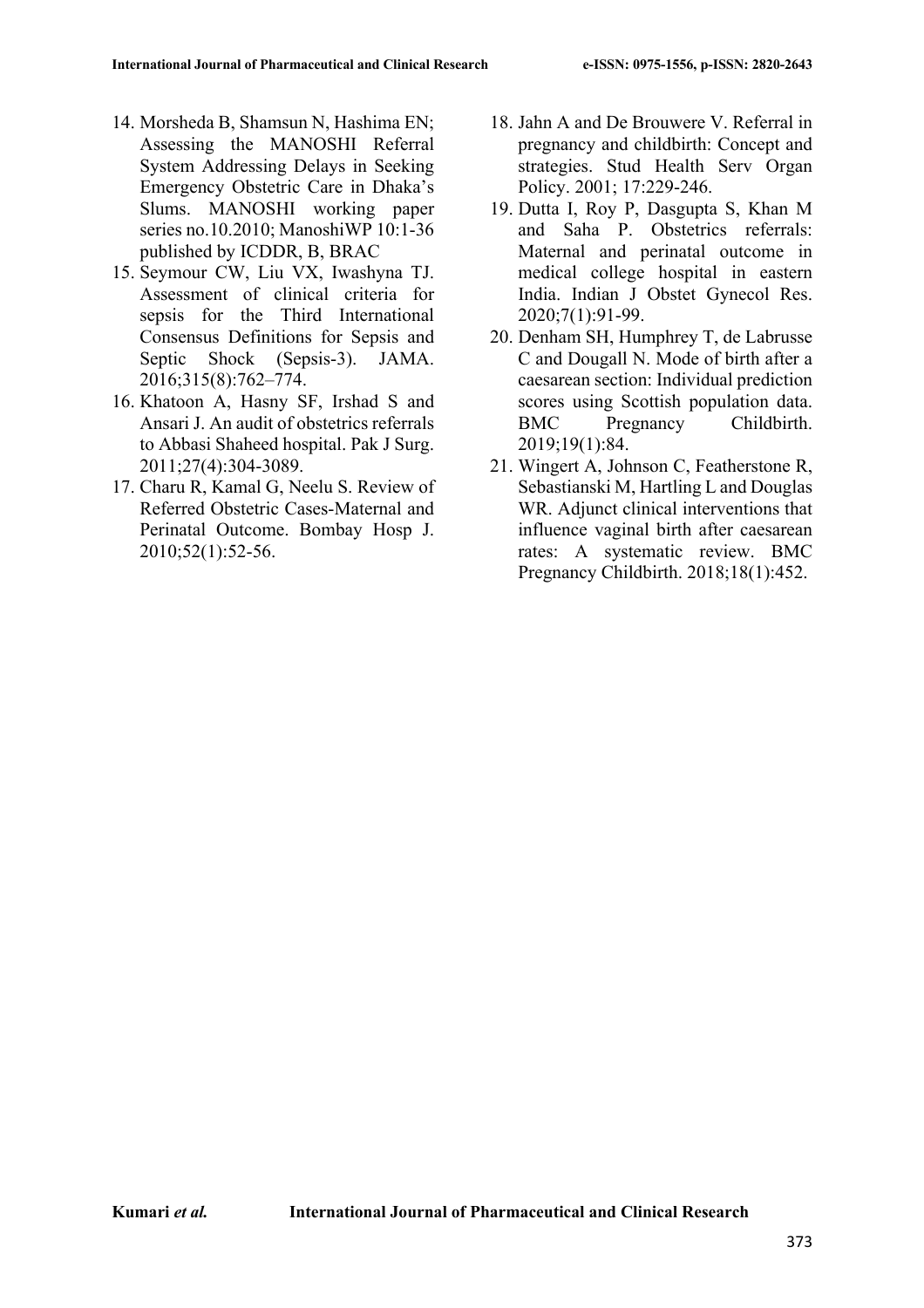14. Morsheda B, Shamsun N, Hashima EN; Assessing the MANOSHI Referral System Addressing Delays in Seeking Emergency Obstetric Care in Dhaka's Slums. MANOSHI working paper series no.10.2010; ManoshiWP 10:1-36 published by ICDDR, B, BRAC
15. Seymour CW, Liu VX, Iwashyna TJ. Assessment of clinical criteria for sepsis for the Third International Consensus Definitions for Sepsis and Septic Shock (Sepsis-3). JAMA. 2016;315(8):762–774.
16. Khatoon A, Hasny SF, Irshad S and Ansari J. An audit of obstetrics referrals to Abbasi Shaheed hospital. Pak J Surg. 2011;27(4):304-3089.
17. Charu R, Kamal G, Neelu S. Review of Referred Obstetric Cases-Maternal and Perinatal Outcome. Bombay Hosp J. 2010;52(1):52-56.
18. Jahn A and De Brouwere V. Referral in pregnancy and childbirth: Concept and strategies. Stud Health Serv Organ Policy. 2001; 17:229-246.
19. Dutta I, Roy P, Dasgupta S, Khan M and Saha P. Obstetrics referrals: Maternal and perinatal outcome in medical college hospital in eastern India. Indian J Obstet Gynecol Res. 2020;7(1):91-99.
20. Denham SH, Humphrey T, de Labrusse C and Dougall N. Mode of birth after a caesarean section: Individual prediction scores using Scottish population data. BMC Pregnancy Childbirth. 2019;19(1):84.
21. Wingert A, Johnson C, Featherstone R, Sebastianski M, Hartling L and Douglas WR. Adjunct clinical interventions that influence vaginal birth after caesarean rates: A systematic review. BMC Pregnancy Childbirth. 2018;18(1):452.